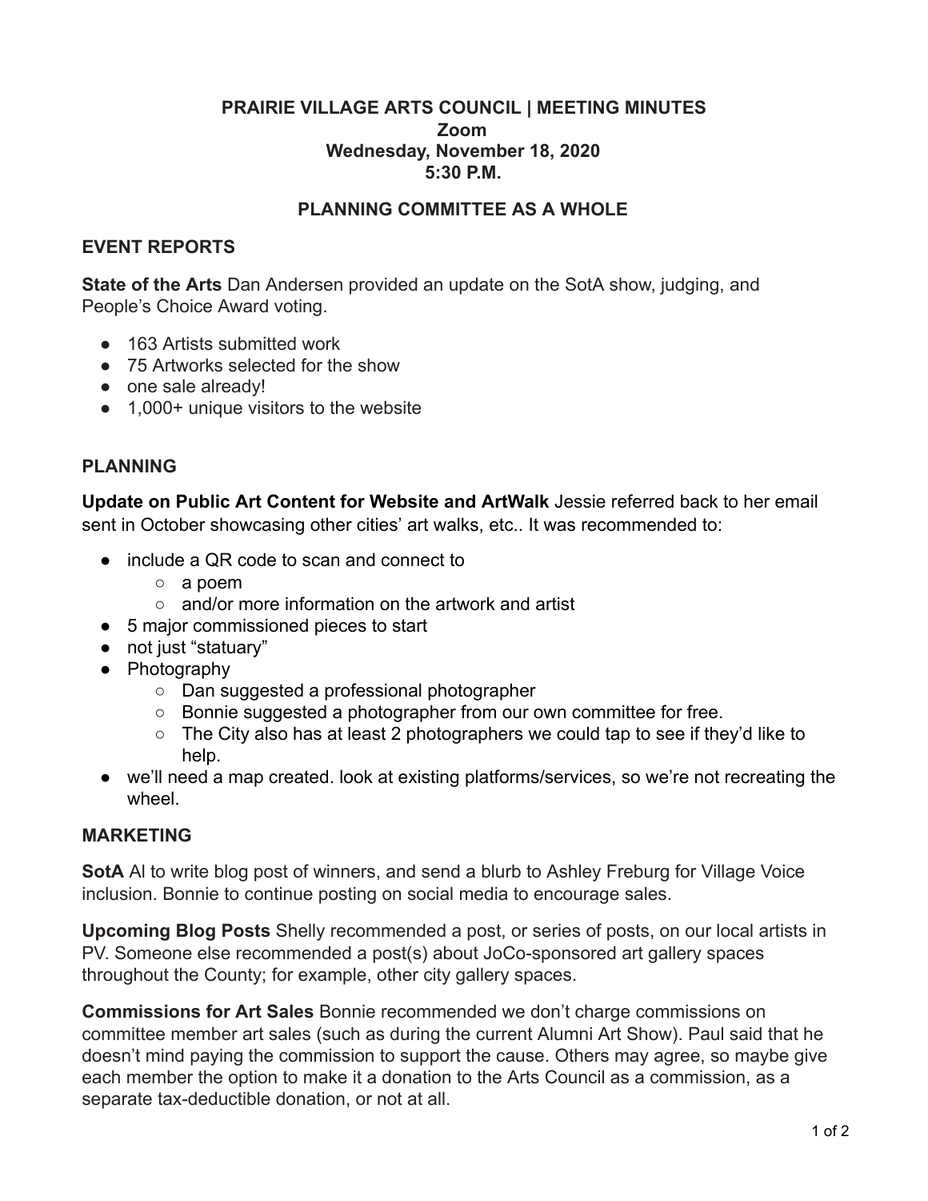**PRAIRIE VILLAGE ARTS COUNCIL | MEETING MINUTES**
**Zoom**
**Wednesday, November 18, 2020**
**5:30 P.M.**

## PLANNING COMMITTEE AS A WHOLE

### EVENT REPORTS

**State of the Arts** Dan Andersen provided an update on the SotA show, judging, and People's Choice Award voting.

- 163 Artists submitted work
- 75 Artworks selected for the show
- one sale already!
- 1,000+ unique visitors to the website

### PLANNING

**Update on Public Art Content for Website and ArtWalk** Jessie referred back to her email sent in October showcasing other cities' art walks, etc.. It was recommended to:

- include a QR code to scan and connect to
  - a poem
  - and/or more information on the artwork and artist
- 5 major commissioned pieces to start
- not just "statuary"
- Photography
  - Dan suggested a professional photographer
  - Bonnie suggested a photographer from our own committee for free.
  - The City also has at least 2 photographers we could tap to see if they'd like to help.
- we'll need a map created. look at existing platforms/services, so we're not recreating the wheel.

### MARKETING

**SotA** Al to write blog post of winners, and send a blurb to Ashley Freburg for Village Voice inclusion. Bonnie to continue posting on social media to encourage sales.

**Upcoming Blog Posts** Shelly recommended a post, or series of posts, on our local artists in PV. Someone else recommended a post(s) about JoCo-sponsored art gallery spaces throughout the County; for example, other city gallery spaces.

**Commissions for Art Sales** Bonnie recommended we don't charge commissions on committee member art sales (such as during the current Alumni Art Show). Paul said that he doesn't mind paying the commission to support the cause. Others may agree, so maybe give each member the option to make it a donation to the Arts Council as a commission, as a separate tax-deductible donation, or not at all.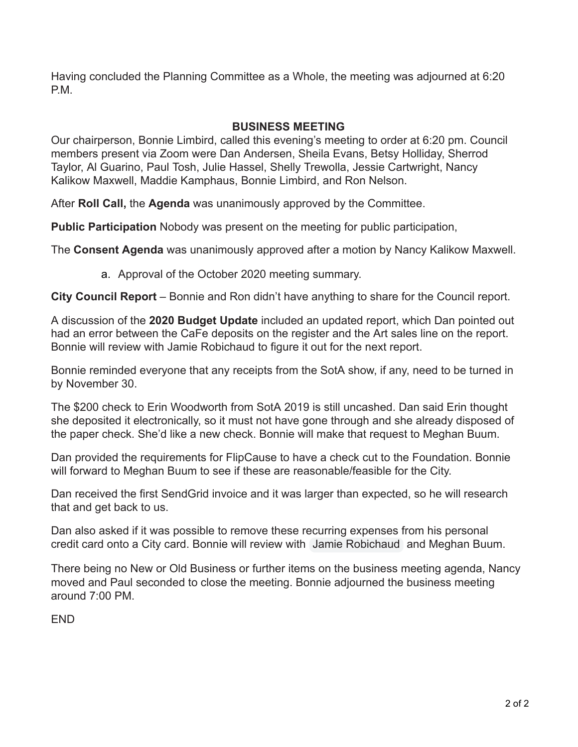Having concluded the Planning Committee as a Whole, the meeting was adjourned at 6:20 P.M.

## BUSINESS MEETING

Our chairperson, Bonnie Limbird, called this evening's meeting to order at 6:20 pm. Council members present via Zoom were Dan Andersen, Sheila Evans, Betsy Holliday, Sherrod Taylor, Al Guarino, Paul Tosh, Julie Hassel, Shelly Trewolla, Jessie Cartwright, Nancy Kalikow Maxwell, Maddie Kamphaus, Bonnie Limbird, and Ron Nelson.

After **Roll Call,** the **Agenda** was unanimously approved by the Committee.

**Public Participation** Nobody was present on the meeting for public participation,

The **Consent Agenda** was unanimously approved after a motion by Nancy Kalikow Maxwell.

a. Approval of the October 2020 meeting summary.

**City Council Report** – Bonnie and Ron didn't have anything to share for the Council report.

A discussion of the **2020 Budget Update** included an updated report, which Dan pointed out had an error between the CaFe deposits on the register and the Art sales line on the report. Bonnie will review with Jamie Robichaud to figure it out for the next report.

Bonnie reminded everyone that any receipts from the SotA show, if any, need to be turned in by November 30.

The $200 check to Erin Woodworth from SotA 2019 is still uncashed. Dan said Erin thought she deposited it electronically, so it must not have gone through and she already disposed of the paper check. She'd like a new check. Bonnie will make that request to Meghan Buum.

Dan provided the requirements for FlipCause to have a check cut to the Foundation. Bonnie will forward to Meghan Buum to see if these are reasonable/feasible for the City.

Dan received the first SendGrid invoice and it was larger than expected, so he will research that and get back to us.

Dan also asked if it was possible to remove these recurring expenses from his personal credit card onto a City card. Bonnie will review with Jamie Robichaud and Meghan Buum.

There being no New or Old Business or further items on the business meeting agenda, Nancy moved and Paul seconded to close the meeting. Bonnie adjourned the business meeting around 7:00 PM.

END